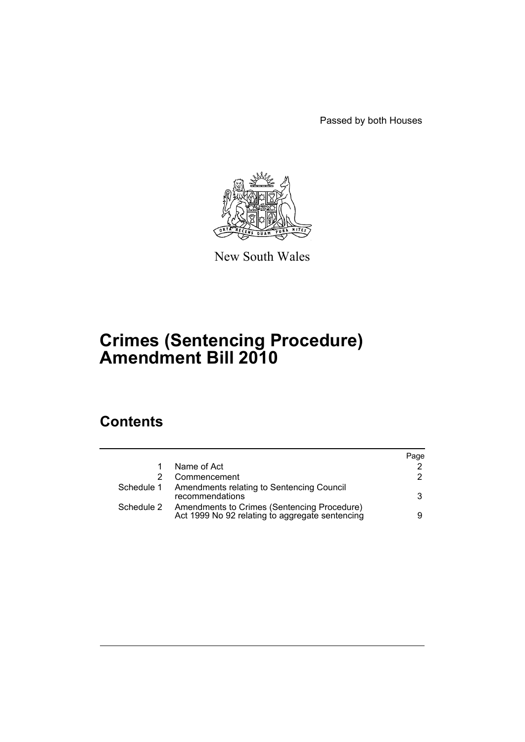Passed by both Houses

New South Wales

# Crimes (Sentencing Procedure) Amendment Bill 2010

## Contents

| | | Page |
|---|---|---|
| 1 | Name of Act | 2 |
| 2 | Commencement | 2 |
| Schedule 1 | Amendments relating to Sentencing Council recommendations | 3 |
| Schedule 2 | Amendments to Crimes (Sentencing Procedure) Act 1999 No 92 relating to aggregate sentencing | 9 |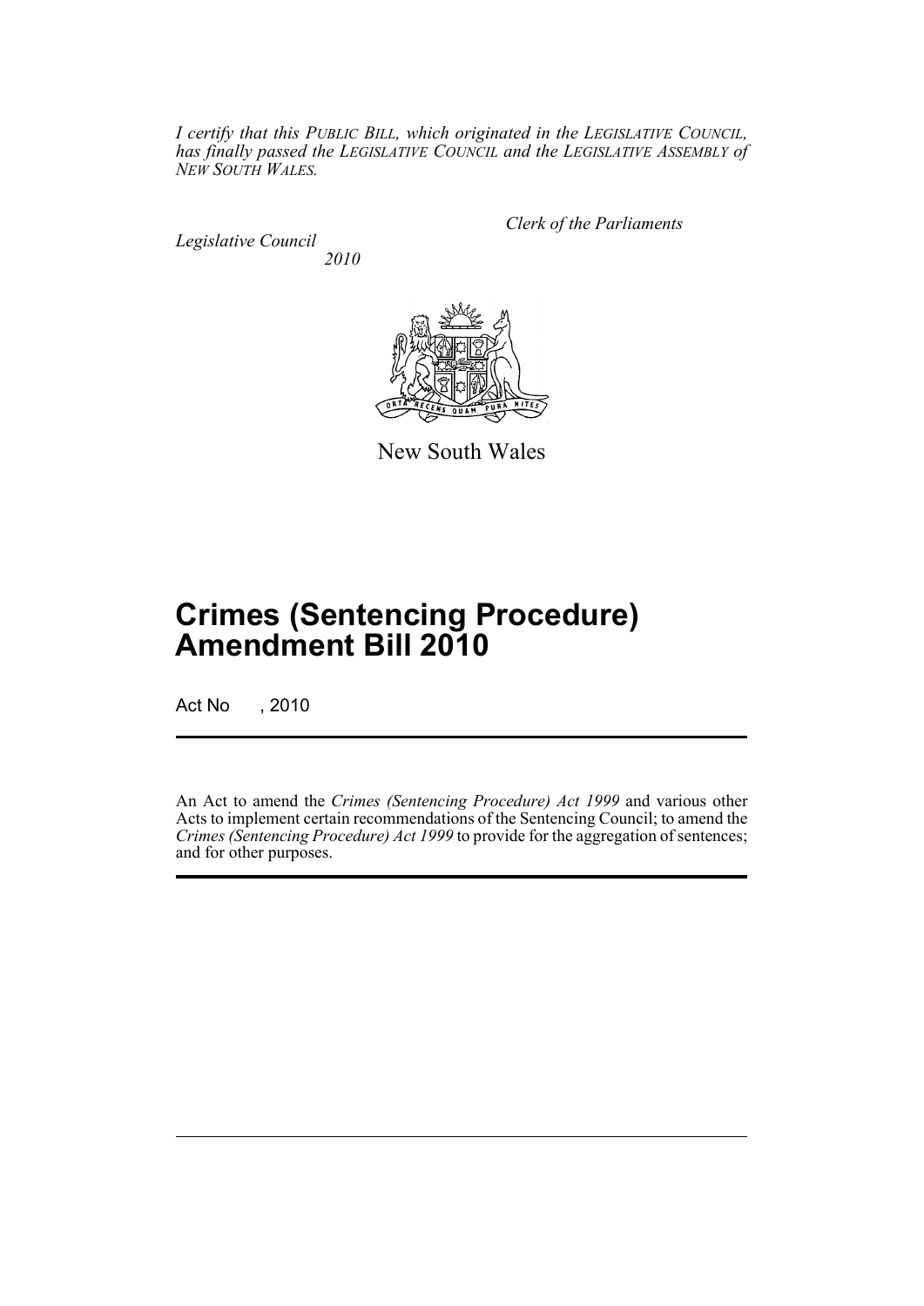*I certify that this PUBLIC BILL, which originated in the LEGISLATIVE COUNCIL, has finally passed the LEGISLATIVE COUNCIL and the LEGISLATIVE ASSEMBLY of NEW SOUTH WALES.*

*Clerk of the Parliaments*

*Legislative Council*
*2010*

New South Wales

# Crimes (Sentencing Procedure) Amendment Bill 2010

Act No , 2010

An Act to amend the *Crimes (Sentencing Procedure) Act 1999* and various other Acts to implement certain recommendations of the Sentencing Council; to amend the *Crimes (Sentencing Procedure) Act 1999* to provide for the aggregation of sentences; and for other purposes.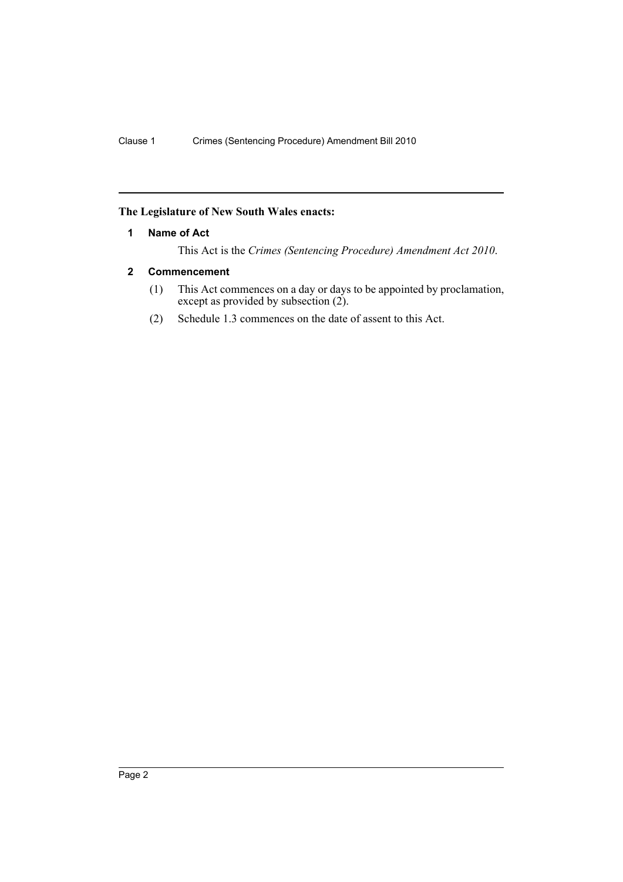**The Legislature of New South Wales enacts:**

### 1 Name of Act

This Act is the *Crimes (Sentencing Procedure) Amendment Act 2010*.

### 2 Commencement

(1) This Act commences on a day or days to be appointed by proclamation, except as provided by subsection (2).

(2) Schedule 1.3 commences on the date of assent to this Act.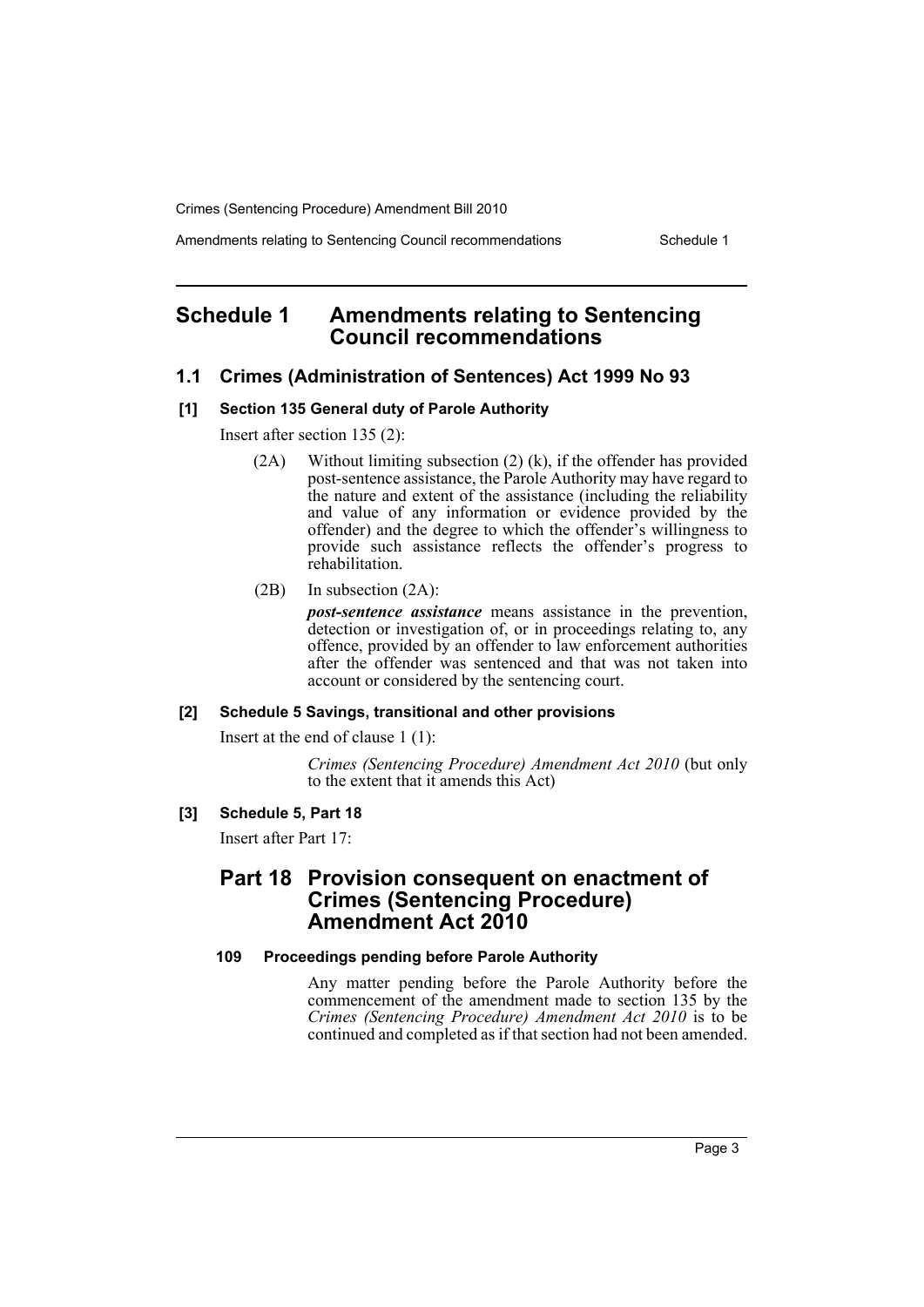# Schedule 1 Amendments relating to Sentencing Council recommendations

## 1.1 Crimes (Administration of Sentences) Act 1999 No 93

### [1] Section 135 General duty of Parole Authority

Insert after section 135 (2):

(2A) Without limiting subsection (2) (k), if the offender has provided post-sentence assistance, the Parole Authority may have regard to the nature and extent of the assistance (including the reliability and value of any information or evidence provided by the offender) and the degree to which the offender's willingness to provide such assistance reflects the offender's progress to rehabilitation.

(2B) In subsection (2A):

***post-sentence assistance*** means assistance in the prevention, detection or investigation of, or in proceedings relating to, any offence, provided by an offender to law enforcement authorities after the offender was sentenced and that was not taken into account or considered by the sentencing court.

### [2] Schedule 5 Savings, transitional and other provisions

Insert at the end of clause 1 (1):

*Crimes (Sentencing Procedure) Amendment Act 2010* (but only to the extent that it amends this Act)

### [3] Schedule 5, Part 18

Insert after Part 17:

## Part 18 Provision consequent on enactment of Crimes (Sentencing Procedure) Amendment Act 2010

#### 109 Proceedings pending before Parole Authority

Any matter pending before the Parole Authority before the commencement of the amendment made to section 135 by the *Crimes (Sentencing Procedure) Amendment Act 2010* is to be continued and completed as if that section had not been amended.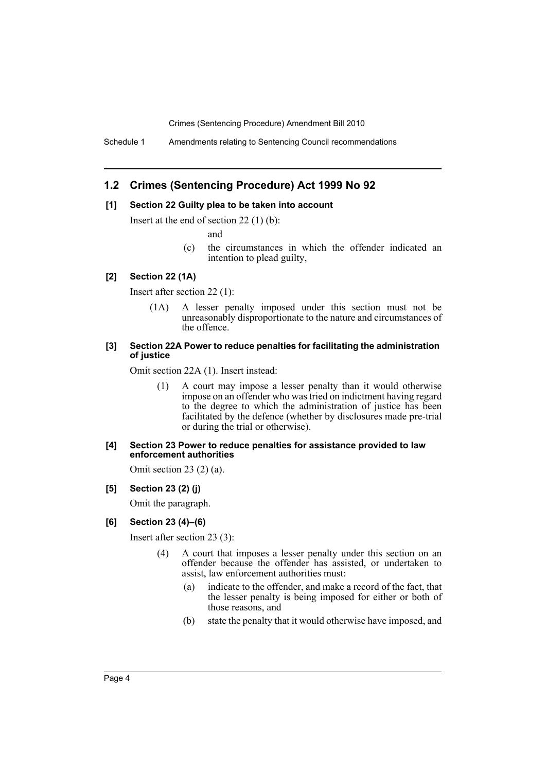## 1.2 Crimes (Sentencing Procedure) Act 1999 No 92

### [1] Section 22 Guilty plea to be taken into account

Insert at the end of section 22 (1) (b):

and

(c) the circumstances in which the offender indicated an intention to plead guilty,

### [2] Section 22 (1A)

Insert after section 22 (1):

(1A) A lesser penalty imposed under this section must not be unreasonably disproportionate to the nature and circumstances of the offence.

### [3] Section 22A Power to reduce penalties for facilitating the administration of justice

Omit section 22A (1). Insert instead:

(1) A court may impose a lesser penalty than it would otherwise impose on an offender who was tried on indictment having regard to the degree to which the administration of justice has been facilitated by the defence (whether by disclosures made pre-trial or during the trial or otherwise).

### [4] Section 23 Power to reduce penalties for assistance provided to law enforcement authorities

Omit section 23 (2) (a).

### [5] Section 23 (2) (j)

Omit the paragraph.

### [6] Section 23 (4)–(6)

Insert after section 23 (3):

(4) A court that imposes a lesser penalty under this section on an offender because the offender has assisted, or undertaken to assist, law enforcement authorities must:

(a) indicate to the offender, and make a record of the fact, that the lesser penalty is being imposed for either or both of those reasons, and

(b) state the penalty that it would otherwise have imposed, and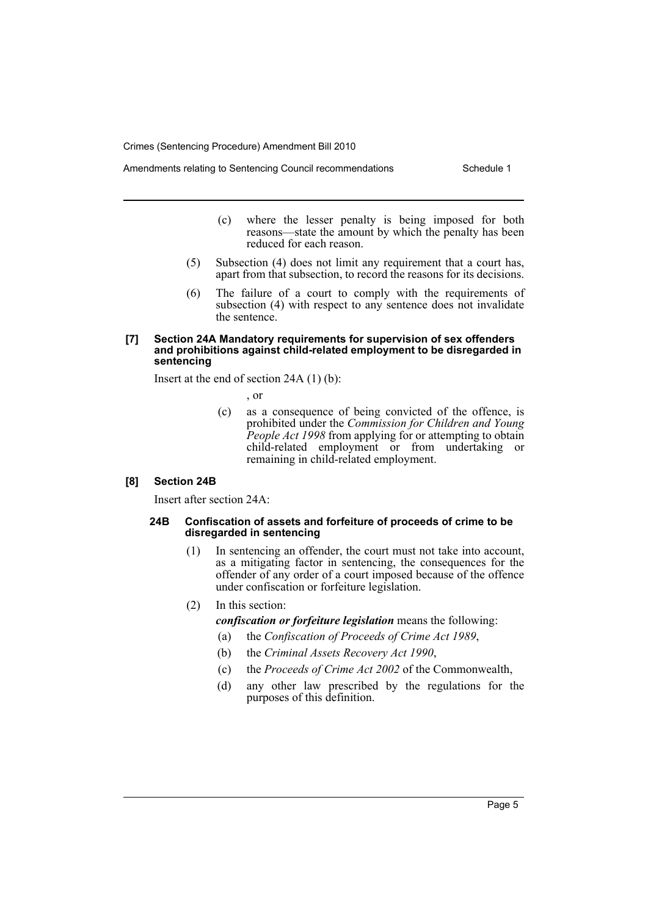(c) where the lesser penalty is being imposed for both reasons—state the amount by which the penalty has been reduced for each reason.

(5) Subsection (4) does not limit any requirement that a court has, apart from that subsection, to record the reasons for its decisions.

(6) The failure of a court to comply with the requirements of subsection (4) with respect to any sentence does not invalidate the sentence.

#### [7] Section 24A Mandatory requirements for supervision of sex offenders and prohibitions against child-related employment to be disregarded in sentencing

Insert at the end of section 24A (1) (b):

, or

(c) as a consequence of being convicted of the offence, is prohibited under the *Commission for Children and Young People Act 1998* from applying for or attempting to obtain child-related employment or from undertaking or remaining in child-related employment.

#### [8] Section 24B

Insert after section 24A:

##### 24B Confiscation of assets and forfeiture of proceeds of crime to be disregarded in sentencing

(1) In sentencing an offender, the court must not take into account, as a mitigating factor in sentencing, the consequences for the offender of any order of a court imposed because of the offence under confiscation or forfeiture legislation.

(2) In this section:

***confiscation or forfeiture legislation*** means the following:

(a) the *Confiscation of Proceeds of Crime Act 1989*,

(b) the *Criminal Assets Recovery Act 1990*,

(c) the *Proceeds of Crime Act 2002* of the Commonwealth,

(d) any other law prescribed by the regulations for the purposes of this definition.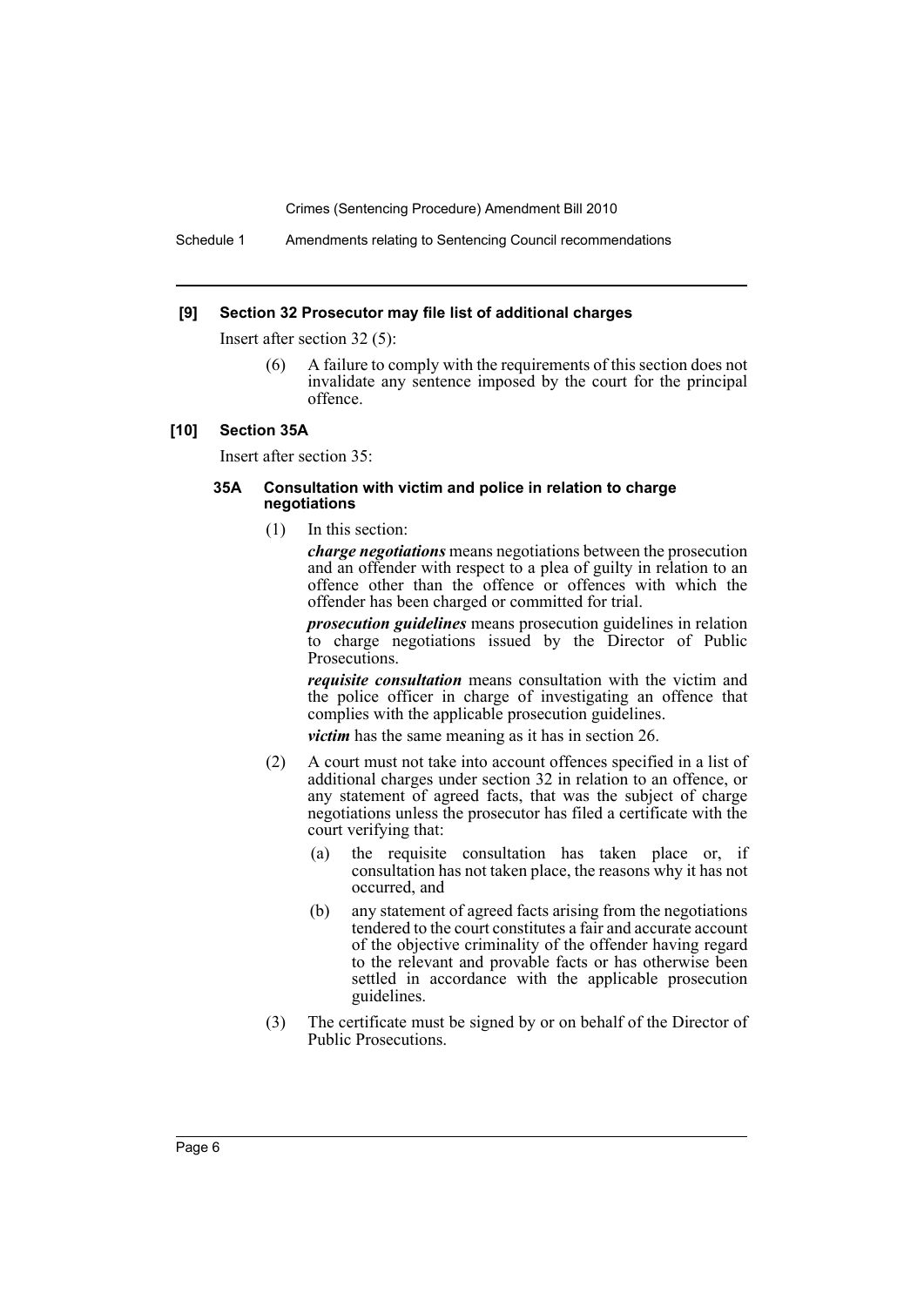### [9] Section 32 Prosecutor may file list of additional charges

Insert after section 32 (5):

(6) A failure to comply with the requirements of this section does not invalidate any sentence imposed by the court for the principal offence.

### [10] Section 35A

Insert after section 35:

#### 35A Consultation with victim and police in relation to charge negotiations

(1) In this section:

***charge negotiations*** means negotiations between the prosecution and an offender with respect to a plea of guilty in relation to an offence other than the offence or offences with which the offender has been charged or committed for trial.

***prosecution guidelines*** means prosecution guidelines in relation to charge negotiations issued by the Director of Public Prosecutions.

***requisite consultation*** means consultation with the victim and the police officer in charge of investigating an offence that complies with the applicable prosecution guidelines.

***victim*** has the same meaning as it has in section 26.

(2) A court must not take into account offences specified in a list of additional charges under section 32 in relation to an offence, or any statement of agreed facts, that was the subject of charge negotiations unless the prosecutor has filed a certificate with the court verifying that:

(a) the requisite consultation has taken place or, if consultation has not taken place, the reasons why it has not occurred, and

(b) any statement of agreed facts arising from the negotiations tendered to the court constitutes a fair and accurate account of the objective criminality of the offender having regard to the relevant and provable facts or has otherwise been settled in accordance with the applicable prosecution guidelines.

(3) The certificate must be signed by or on behalf of the Director of Public Prosecutions.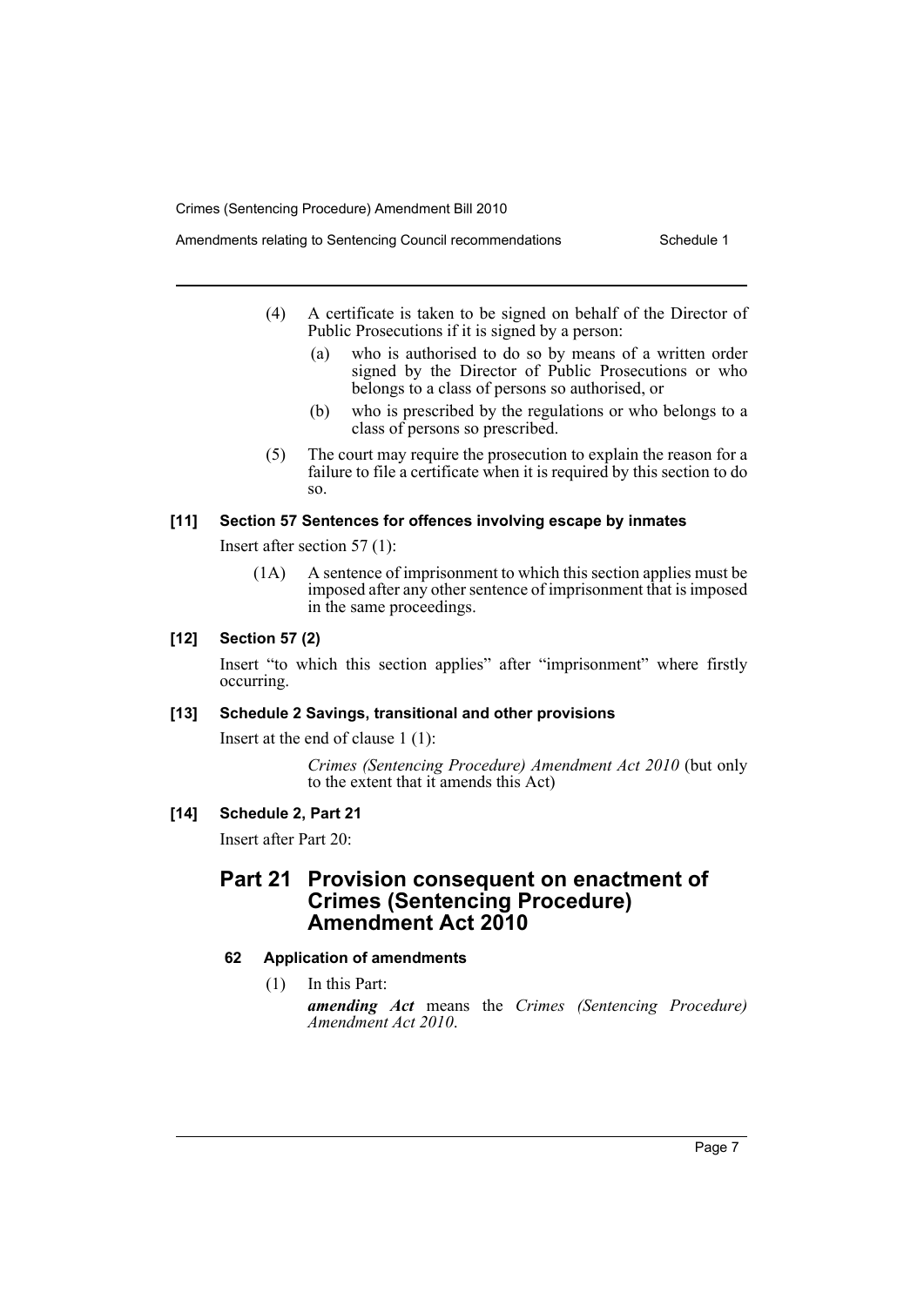(4) A certificate is taken to be signed on behalf of the Director of Public Prosecutions if it is signed by a person:

(a) who is authorised to do so by means of a written order signed by the Director of Public Prosecutions or who belongs to a class of persons so authorised, or

(b) who is prescribed by the regulations or who belongs to a class of persons so prescribed.

(5) The court may require the prosecution to explain the reason for a failure to file a certificate when it is required by this section to do so.

#### [11] Section 57 Sentences for offences involving escape by inmates

Insert after section 57 (1):

(1A) A sentence of imprisonment to which this section applies must be imposed after any other sentence of imprisonment that is imposed in the same proceedings.

#### [12] Section 57 (2)

Insert "to which this section applies" after "imprisonment" where firstly occurring.

#### [13] Schedule 2 Savings, transitional and other provisions

Insert at the end of clause 1 (1):

*Crimes (Sentencing Procedure) Amendment Act 2010* (but only to the extent that it amends this Act)

#### [14] Schedule 2, Part 21

Insert after Part 20:

## Part 21 Provision consequent on enactment of Crimes (Sentencing Procedure) Amendment Act 2010

### 62 Application of amendments

(1) In this Part:

***amending Act*** means the *Crimes (Sentencing Procedure) Amendment Act 2010*.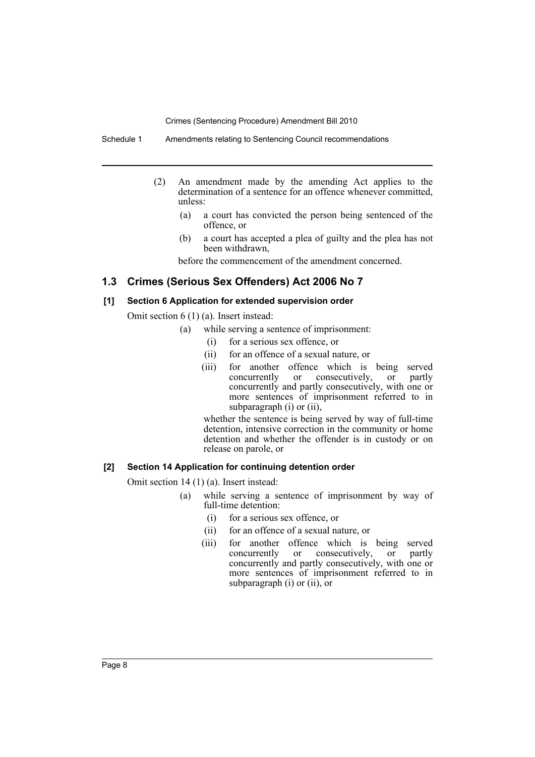(2) An amendment made by the amending Act applies to the determination of a sentence for an offence whenever committed, unless:

- (a) a court has convicted the person being sentenced of the offence, or
- (b) a court has accepted a plea of guilty and the plea has not been withdrawn,

before the commencement of the amendment concerned.

## 1.3 Crimes (Serious Sex Offenders) Act 2006 No 7

### [1] Section 6 Application for extended supervision order

Omit section 6 (1) (a). Insert instead:

- (a) while serving a sentence of imprisonment:
  - (i) for a serious sex offence, or
  - (ii) for an offence of a sexual nature, or
  - (iii) for another offence which is being served concurrently or consecutively, or partly concurrently and partly consecutively, with one or more sentences of imprisonment referred to in subparagraph (i) or (ii),

  whether the sentence is being served by way of full-time detention, intensive correction in the community or home detention and whether the offender is in custody or on release on parole, or

### [2] Section 14 Application for continuing detention order

Omit section 14 (1) (a). Insert instead:

- (a) while serving a sentence of imprisonment by way of full-time detention:
  - (i) for a serious sex offence, or
  - (ii) for an offence of a sexual nature, or
  - (iii) for another offence which is being served concurrently or consecutively, or partly concurrently and partly consecutively, with one or more sentences of imprisonment referred to in subparagraph (i) or (ii), or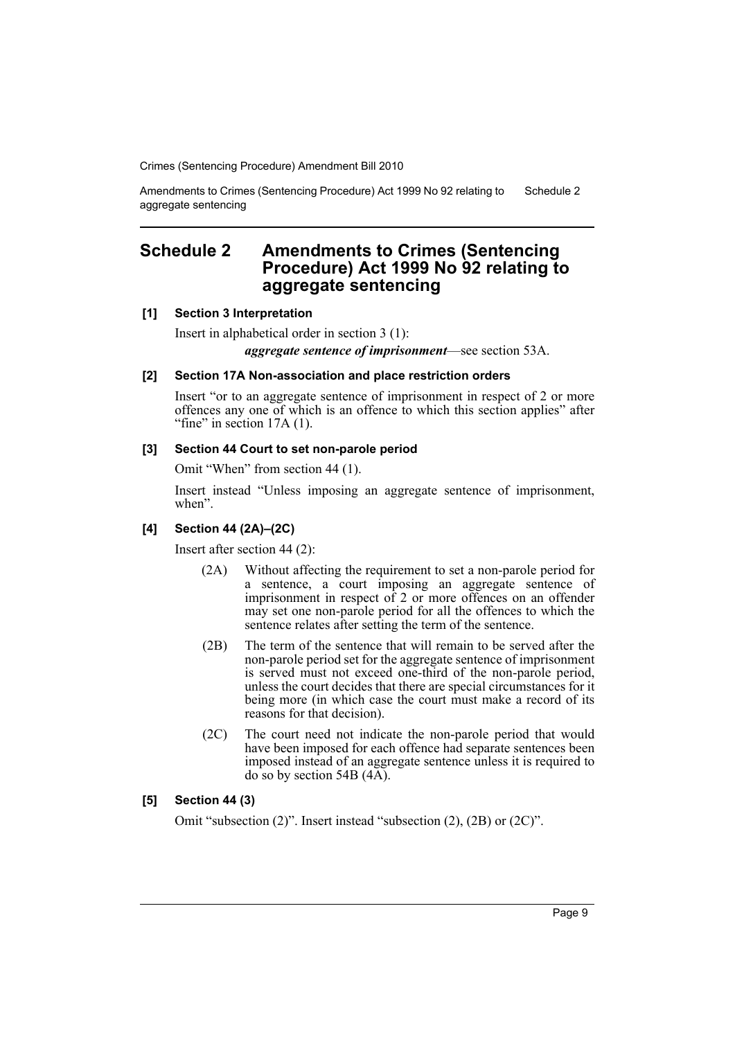# Schedule 2 Amendments to Crimes (Sentencing Procedure) Act 1999 No 92 relating to aggregate sentencing

### [1] Section 3 Interpretation

Insert in alphabetical order in section 3 (1):

> ***aggregate sentence of imprisonment***—see section 53A.

### [2] Section 17A Non-association and place restriction orders

Insert "or to an aggregate sentence of imprisonment in respect of 2 or more offences any one of which is an offence to which this section applies" after "fine" in section 17A (1).

### [3] Section 44 Court to set non-parole period

Omit "When" from section 44 (1).

Insert instead "Unless imposing an aggregate sentence of imprisonment, when".

### [4] Section 44 (2A)–(2C)

Insert after section 44 (2):

> (2A) Without affecting the requirement to set a non-parole period for a sentence, a court imposing an aggregate sentence of imprisonment in respect of 2 or more offences on an offender may set one non-parole period for all the offences to which the sentence relates after setting the term of the sentence.
>
> (2B) The term of the sentence that will remain to be served after the non-parole period set for the aggregate sentence of imprisonment is served must not exceed one-third of the non-parole period, unless the court decides that there are special circumstances for it being more (in which case the court must make a record of its reasons for that decision).
>
> (2C) The court need not indicate the non-parole period that would have been imposed for each offence had separate sentences been imposed instead of an aggregate sentence unless it is required to do so by section 54B (4A).

### [5] Section 44 (3)

Omit "subsection (2)". Insert instead "subsection (2), (2B) or (2C)".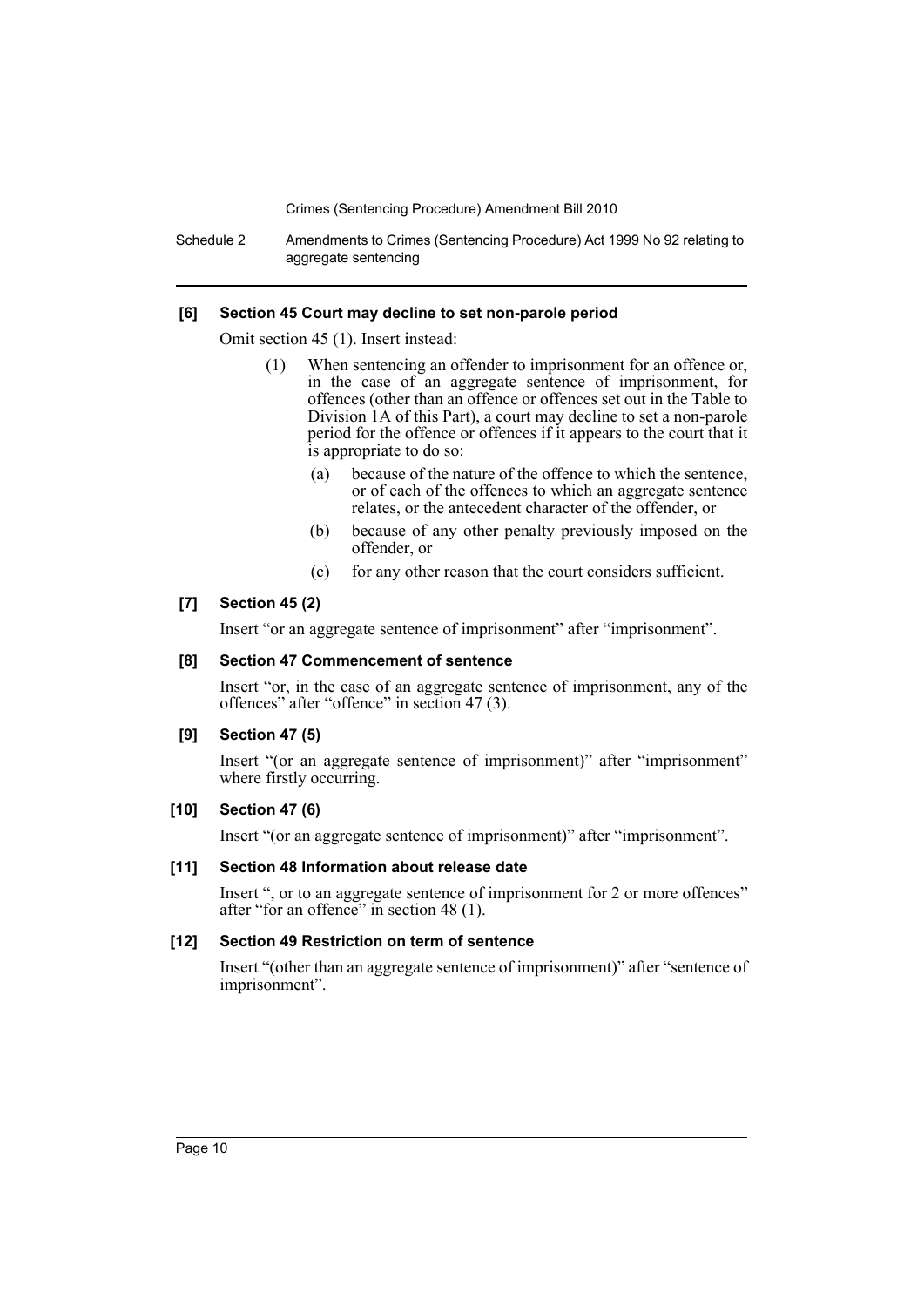### [6] Section 45 Court may decline to set non-parole period

Omit section 45 (1). Insert instead:

(1) When sentencing an offender to imprisonment for an offence or, in the case of an aggregate sentence of imprisonment, for offences (other than an offence or offences set out in the Table to Division 1A of this Part), a court may decline to set a non-parole period for the offence or offences if it appears to the court that it is appropriate to do so:

(a) because of the nature of the offence to which the sentence, or of each of the offences to which an aggregate sentence relates, or the antecedent character of the offender, or

(b) because of any other penalty previously imposed on the offender, or

(c) for any other reason that the court considers sufficient.

### [7] Section 45 (2)

Insert "or an aggregate sentence of imprisonment" after "imprisonment".

### [8] Section 47 Commencement of sentence

Insert "or, in the case of an aggregate sentence of imprisonment, any of the offences" after "offence" in section 47 (3).

### [9] Section 47 (5)

Insert "(or an aggregate sentence of imprisonment)" after "imprisonment" where firstly occurring.

### [10] Section 47 (6)

Insert "(or an aggregate sentence of imprisonment)" after "imprisonment".

### [11] Section 48 Information about release date

Insert ", or to an aggregate sentence of imprisonment for 2 or more offences" after "for an offence" in section 48 (1).

### [12] Section 49 Restriction on term of sentence

Insert "(other than an aggregate sentence of imprisonment)" after "sentence of imprisonment".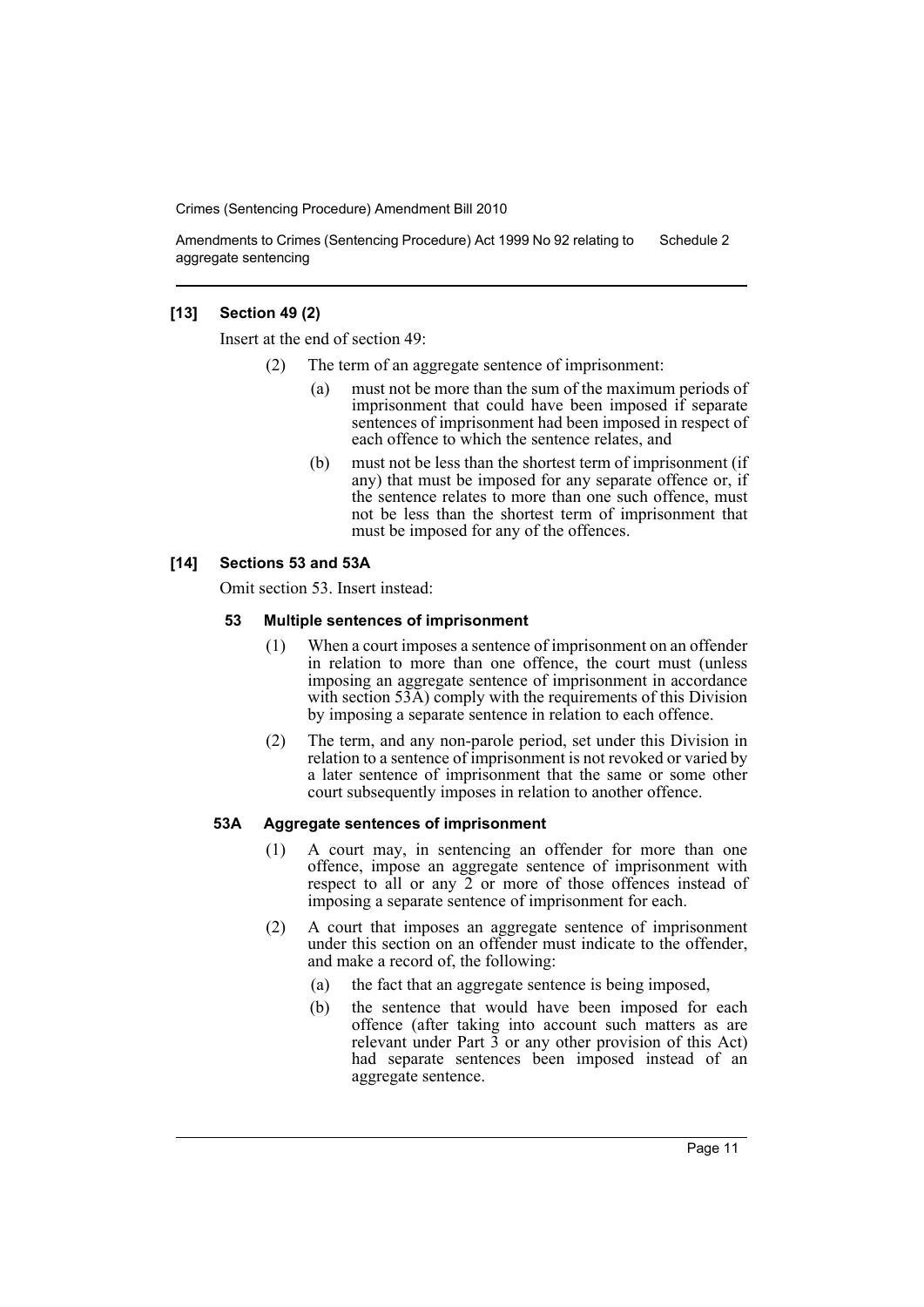### [13] Section 49 (2)

Insert at the end of section 49:

(2) The term of an aggregate sentence of imprisonment:

(a) must not be more than the sum of the maximum periods of imprisonment that could have been imposed if separate sentences of imprisonment had been imposed in respect of each offence to which the sentence relates, and

(b) must not be less than the shortest term of imprisonment (if any) that must be imposed for any separate offence or, if the sentence relates to more than one such offence, must not be less than the shortest term of imprisonment that must be imposed for any of the offences.

### [14] Sections 53 and 53A

Omit section 53. Insert instead:

#### 53 Multiple sentences of imprisonment

(1) When a court imposes a sentence of imprisonment on an offender in relation to more than one offence, the court must (unless imposing an aggregate sentence of imprisonment in accordance with section 53A) comply with the requirements of this Division by imposing a separate sentence in relation to each offence.

(2) The term, and any non-parole period, set under this Division in relation to a sentence of imprisonment is not revoked or varied by a later sentence of imprisonment that the same or some other court subsequently imposes in relation to another offence.

#### 53A Aggregate sentences of imprisonment

(1) A court may, in sentencing an offender for more than one offence, impose an aggregate sentence of imprisonment with respect to all or any 2 or more of those offences instead of imposing a separate sentence of imprisonment for each.

(2) A court that imposes an aggregate sentence of imprisonment under this section on an offender must indicate to the offender, and make a record of, the following:

(a) the fact that an aggregate sentence is being imposed,

(b) the sentence that would have been imposed for each offence (after taking into account such matters as are relevant under Part 3 or any other provision of this Act) had separate sentences been imposed instead of an aggregate sentence.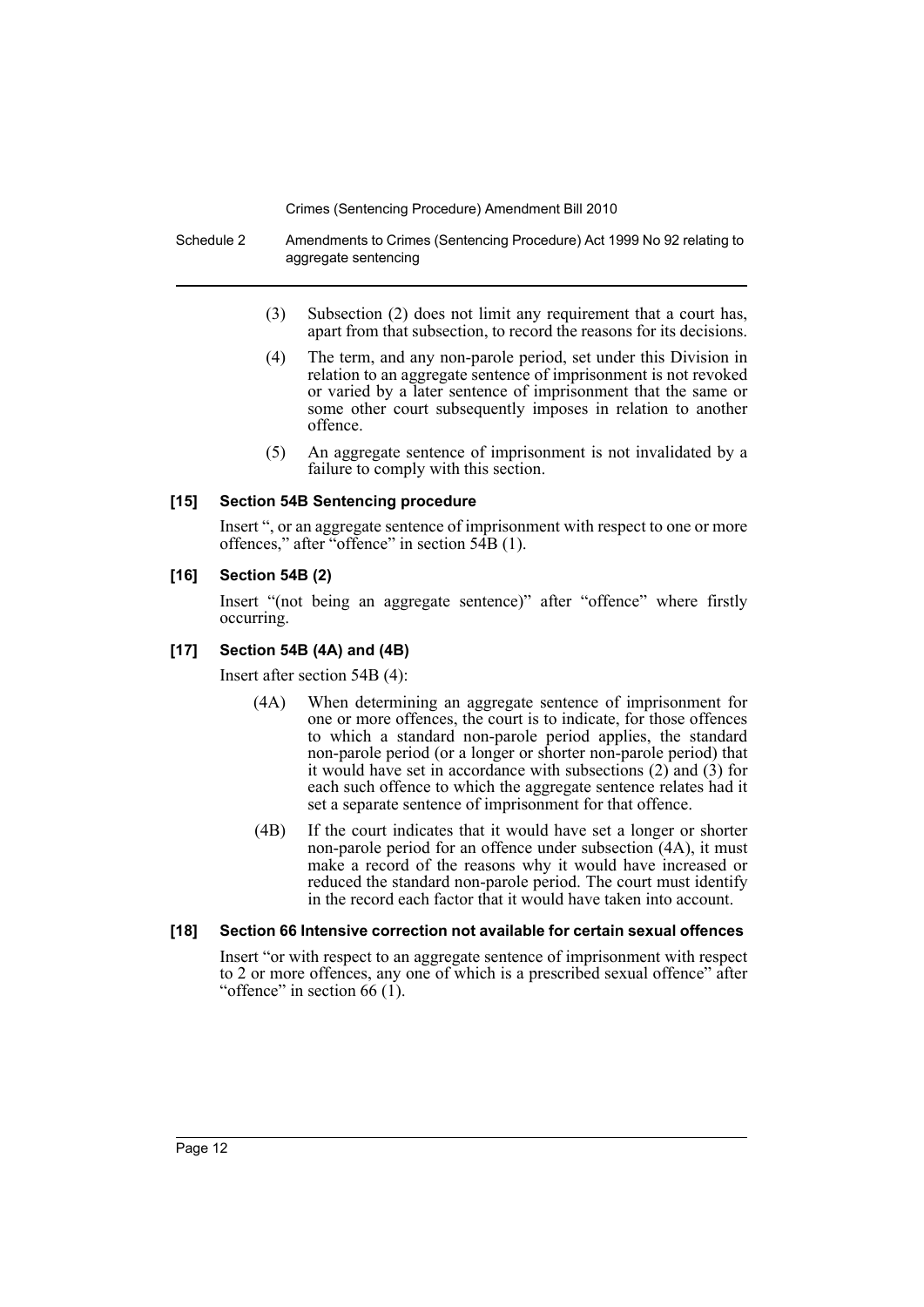(3) Subsection (2) does not limit any requirement that a court has, apart from that subsection, to record the reasons for its decisions.

(4) The term, and any non-parole period, set under this Division in relation to an aggregate sentence of imprisonment is not revoked or varied by a later sentence of imprisonment that the same or some other court subsequently imposes in relation to another offence.

(5) An aggregate sentence of imprisonment is not invalidated by a failure to comply with this section.

### [15] Section 54B Sentencing procedure

Insert ", or an aggregate sentence of imprisonment with respect to one or more offences," after "offence" in section 54B (1).

### [16] Section 54B (2)

Insert "(not being an aggregate sentence)" after "offence" where firstly occurring.

### [17] Section 54B (4A) and (4B)

Insert after section 54B (4):

(4A) When determining an aggregate sentence of imprisonment for one or more offences, the court is to indicate, for those offences to which a standard non-parole period applies, the standard non-parole period (or a longer or shorter non-parole period) that it would have set in accordance with subsections (2) and (3) for each such offence to which the aggregate sentence relates had it set a separate sentence of imprisonment for that offence.

(4B) If the court indicates that it would have set a longer or shorter non-parole period for an offence under subsection (4A), it must make a record of the reasons why it would have increased or reduced the standard non-parole period. The court must identify in the record each factor that it would have taken into account.

### [18] Section 66 Intensive correction not available for certain sexual offences

Insert "or with respect to an aggregate sentence of imprisonment with respect to 2 or more offences, any one of which is a prescribed sexual offence" after "offence" in section 66 (1).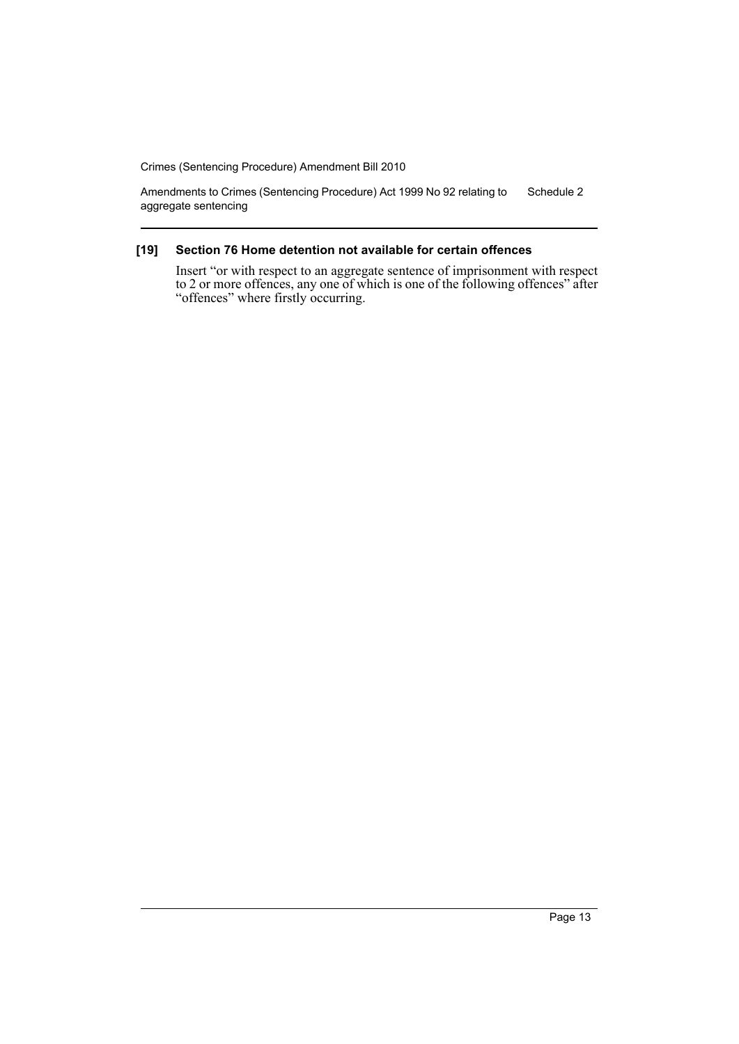### [19] Section 76 Home detention not available for certain offences

Insert "or with respect to an aggregate sentence of imprisonment with respect to 2 or more offences, any one of which is one of the following offences" after "offences" where firstly occurring.